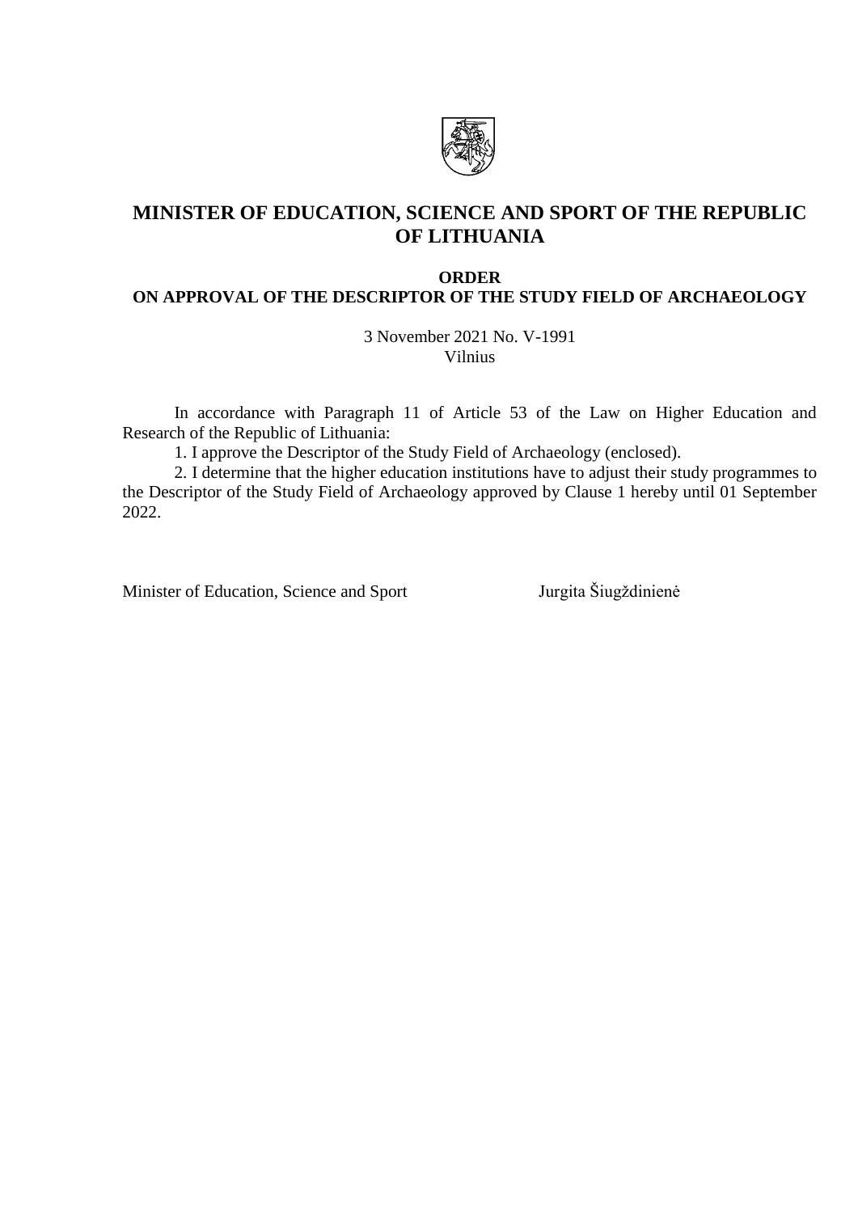# MINISTER OF EDUCATION, SCIENCE AND SPORT OF THE REPUBLIC OF LITHUANIA

## ORDER
## ON APPROVAL OF THE DESCRIPTOR OF THE STUDY FIELD OF ARCHAEOLOGY

3 November 2021 No. V-1991
Vilnius

In accordance with Paragraph 11 of Article 53 of the Law on Higher Education and Research of the Republic of Lithuania:

1. I approve the Descriptor of the Study Field of Archaeology (enclosed).

2. I determine that the higher education institutions have to adjust their study programmes to the Descriptor of the Study Field of Archaeology approved by Clause 1 hereby until 01 September 2022.

Minister of Education, Science and Sport Jurgita Šiugždinienė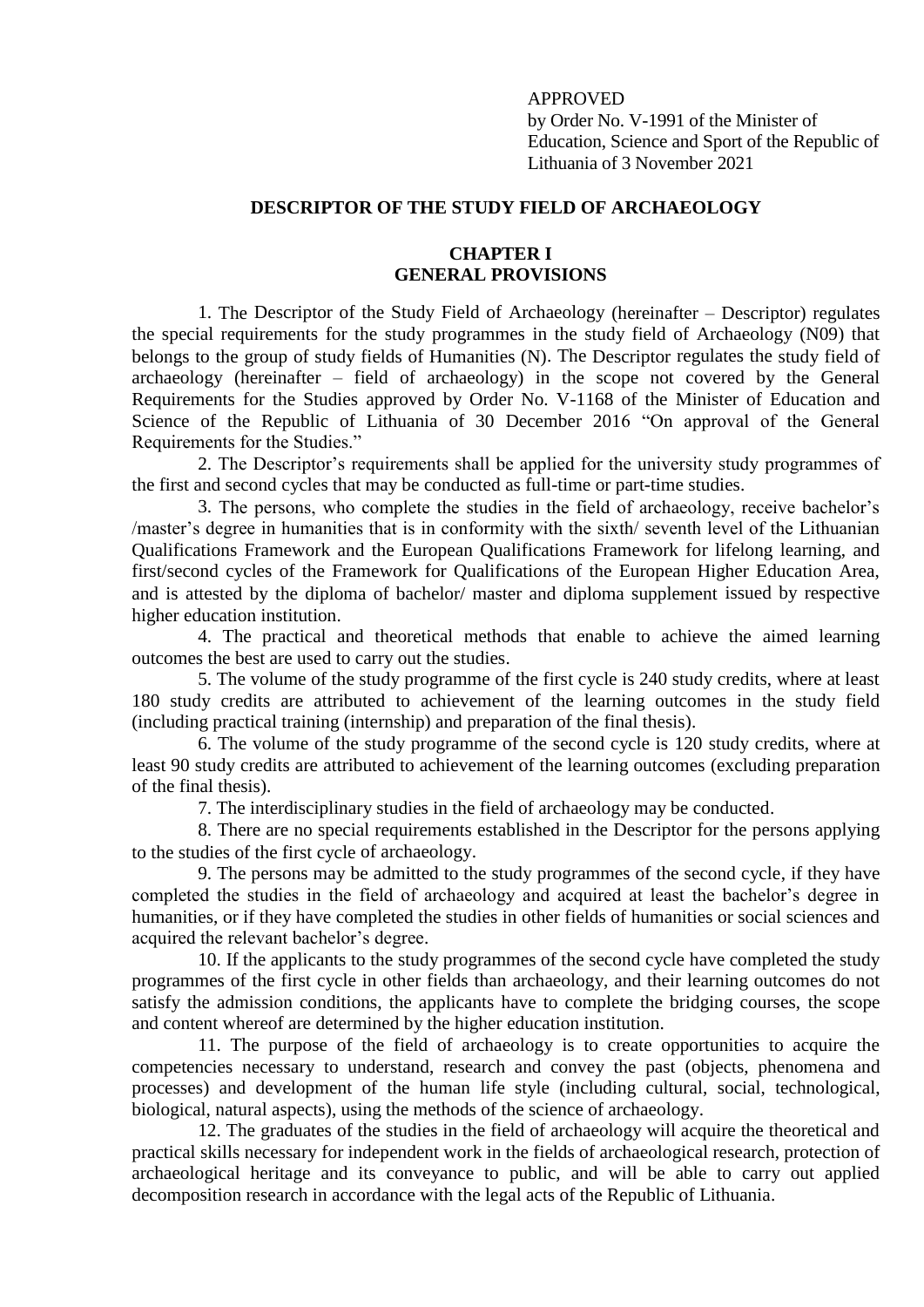APPROVED
by Order No. V-1991 of the Minister of Education, Science and Sport of the Republic of Lithuania of 3 November 2021

# DESCRIPTOR OF THE STUDY FIELD OF ARCHAEOLOGY

## CHAPTER I
## GENERAL PROVISIONS

1. The Descriptor of the Study Field of Archaeology (hereinafter – Descriptor) regulates the special requirements for the study programmes in the study field of Archaeology (N09) that belongs to the group of study fields of Humanities (N). The Descriptor regulates the study field of archaeology (hereinafter – field of archaeology) in the scope not covered by the General Requirements for the Studies approved by Order No. V-1168 of the Minister of Education and Science of the Republic of Lithuania of 30 December 2016 "On approval of the General Requirements for the Studies."

2. The Descriptor's requirements shall be applied for the university study programmes of the first and second cycles that may be conducted as full-time or part-time studies.

3. The persons, who complete the studies in the field of archaeology, receive bachelor's /master's degree in humanities that is in conformity with the sixth/ seventh level of the Lithuanian Qualifications Framework and the European Qualifications Framework for lifelong learning, and first/second cycles of the Framework for Qualifications of the European Higher Education Area, and is attested by the diploma of bachelor/ master and diploma supplement issued by respective higher education institution.

4. The practical and theoretical methods that enable to achieve the aimed learning outcomes the best are used to carry out the studies.

5. The volume of the study programme of the first cycle is 240 study credits, where at least 180 study credits are attributed to achievement of the learning outcomes in the study field (including practical training (internship) and preparation of the final thesis).

6. The volume of the study programme of the second cycle is 120 study credits, where at least 90 study credits are attributed to achievement of the learning outcomes (excluding preparation of the final thesis).

7. The interdisciplinary studies in the field of archaeology may be conducted.

8. There are no special requirements established in the Descriptor for the persons applying to the studies of the first cycle of archaeology.

9. The persons may be admitted to the study programmes of the second cycle, if they have completed the studies in the field of archaeology and acquired at least the bachelor's degree in humanities, or if they have completed the studies in other fields of humanities or social sciences and acquired the relevant bachelor's degree.

10. If the applicants to the study programmes of the second cycle have completed the study programmes of the first cycle in other fields than archaeology, and their learning outcomes do not satisfy the admission conditions, the applicants have to complete the bridging courses, the scope and content whereof are determined by the higher education institution.

11. The purpose of the field of archaeology is to create opportunities to acquire the competencies necessary to understand, research and convey the past (objects, phenomena and processes) and development of the human life style (including cultural, social, technological, biological, natural aspects), using the methods of the science of archaeology.

12. The graduates of the studies in the field of archaeology will acquire the theoretical and practical skills necessary for independent work in the fields of archaeological research, protection of archaeological heritage and its conveyance to public, and will be able to carry out applied decomposition research in accordance with the legal acts of the Republic of Lithuania.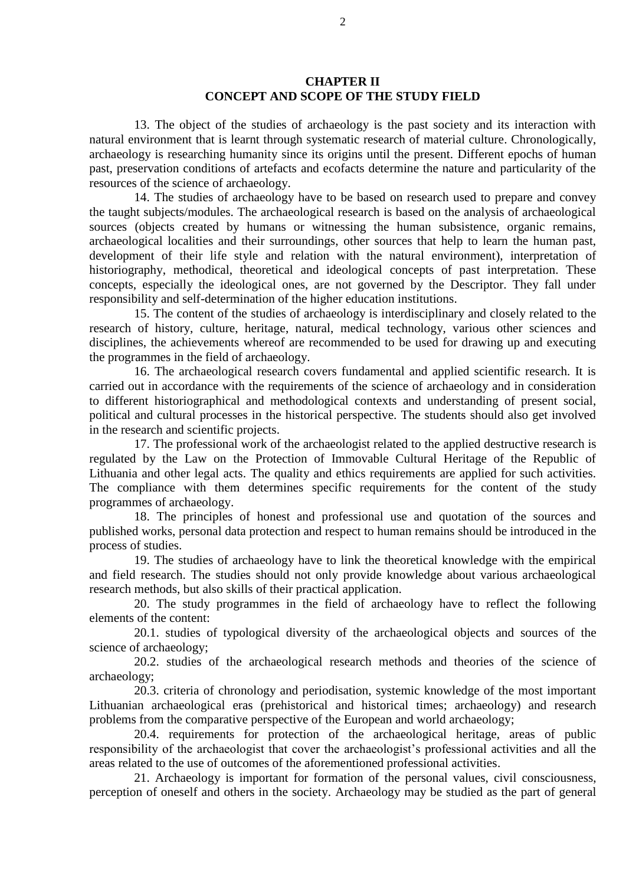## CHAPTER II
## CONCEPT AND SCOPE OF THE STUDY FIELD

13. The object of the studies of archaeology is the past society and its interaction with natural environment that is learnt through systematic research of material culture. Chronologically, archaeology is researching humanity since its origins until the present. Different epochs of human past, preservation conditions of artefacts and ecofacts determine the nature and particularity of the resources of the science of archaeology.

14. The studies of archaeology have to be based on research used to prepare and convey the taught subjects/modules. The archaeological research is based on the analysis of archaeological sources (objects created by humans or witnessing the human subsistence, organic remains, archaeological localities and their surroundings, other sources that help to learn the human past, development of their life style and relation with the natural environment), interpretation of historiography, methodical, theoretical and ideological concepts of past interpretation. These concepts, especially the ideological ones, are not governed by the Descriptor. They fall under responsibility and self-determination of the higher education institutions.

15. The content of the studies of archaeology is interdisciplinary and closely related to the research of history, culture, heritage, natural, medical technology, various other sciences and disciplines, the achievements whereof are recommended to be used for drawing up and executing the programmes in the field of archaeology.

16. The archaeological research covers fundamental and applied scientific research. It is carried out in accordance with the requirements of the science of archaeology and in consideration to different historiographical and methodological contexts and understanding of present social, political and cultural processes in the historical perspective. The students should also get involved in the research and scientific projects.

17. The professional work of the archaeologist related to the applied destructive research is regulated by the Law on the Protection of Immovable Cultural Heritage of the Republic of Lithuania and other legal acts. The quality and ethics requirements are applied for such activities. The compliance with them determines specific requirements for the content of the study programmes of archaeology.

18. The principles of honest and professional use and quotation of the sources and published works, personal data protection and respect to human remains should be introduced in the process of studies.

19. The studies of archaeology have to link the theoretical knowledge with the empirical and field research. The studies should not only provide knowledge about various archaeological research methods, but also skills of their practical application.

20. The study programmes in the field of archaeology have to reflect the following elements of the content:

20.1. studies of typological diversity of the archaeological objects and sources of the science of archaeology;

20.2. studies of the archaeological research methods and theories of the science of archaeology;

20.3. criteria of chronology and periodisation, systemic knowledge of the most important Lithuanian archaeological eras (prehistorical and historical times; archaeology) and research problems from the comparative perspective of the European and world archaeology;

20.4. requirements for protection of the archaeological heritage, areas of public responsibility of the archaeologist that cover the archaeologist's professional activities and all the areas related to the use of outcomes of the aforementioned professional activities.

21. Archaeology is important for formation of the personal values, civil consciousness, perception of oneself and others in the society. Archaeology may be studied as the part of general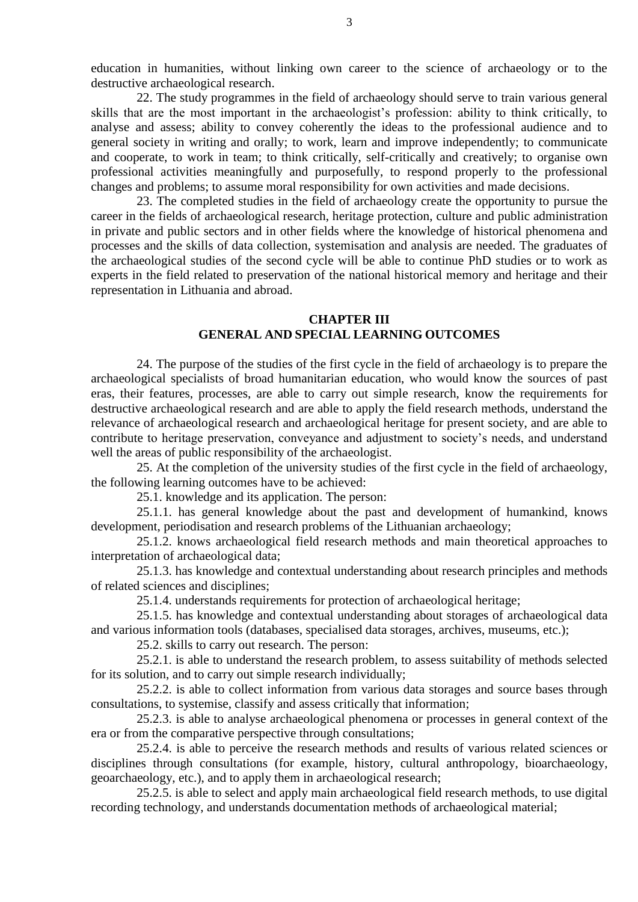education in humanities, without linking own career to the science of archaeology or to the destructive archaeological research.

22. The study programmes in the field of archaeology should serve to train various general skills that are the most important in the archaeologist's profession: ability to think critically, to analyse and assess; ability to convey coherently the ideas to the professional audience and to general society in writing and orally; to work, learn and improve independently; to communicate and cooperate, to work in team; to think critically, self-critically and creatively; to organise own professional activities meaningfully and purposefully, to respond properly to the professional changes and problems; to assume moral responsibility for own activities and made decisions.

23. The completed studies in the field of archaeology create the opportunity to pursue the career in the fields of archaeological research, heritage protection, culture and public administration in private and public sectors and in other fields where the knowledge of historical phenomena and processes and the skills of data collection, systemisation and analysis are needed. The graduates of the archaeological studies of the second cycle will be able to continue PhD studies or to work as experts in the field related to preservation of the national historical memory and heritage and their representation in Lithuania and abroad.

## CHAPTER III
## GENERAL AND SPECIAL LEARNING OUTCOMES

24. The purpose of the studies of the first cycle in the field of archaeology is to prepare the archaeological specialists of broad humanitarian education, who would know the sources of past eras, their features, processes, are able to carry out simple research, know the requirements for destructive archaeological research and are able to apply the field research methods, understand the relevance of archaeological research and archaeological heritage for present society, and are able to contribute to heritage preservation, conveyance and adjustment to society's needs, and understand well the areas of public responsibility of the archaeologist.

25. At the completion of the university studies of the first cycle in the field of archaeology, the following learning outcomes have to be achieved:

25.1. knowledge and its application. The person:

25.1.1. has general knowledge about the past and development of humankind, knows development, periodisation and research problems of the Lithuanian archaeology;

25.1.2. knows archaeological field research methods and main theoretical approaches to interpretation of archaeological data;

25.1.3. has knowledge and contextual understanding about research principles and methods of related sciences and disciplines;

25.1.4. understands requirements for protection of archaeological heritage;

25.1.5. has knowledge and contextual understanding about storages of archaeological data and various information tools (databases, specialised data storages, archives, museums, etc.);

25.2. skills to carry out research. The person:

25.2.1. is able to understand the research problem, to assess suitability of methods selected for its solution, and to carry out simple research individually;

25.2.2. is able to collect information from various data storages and source bases through consultations, to systemise, classify and assess critically that information;

25.2.3. is able to analyse archaeological phenomena or processes in general context of the era or from the comparative perspective through consultations;

25.2.4. is able to perceive the research methods and results of various related sciences or disciplines through consultations (for example, history, cultural anthropology, bioarchaeology, geoarchaeology, etc.), and to apply them in archaeological research;

25.2.5. is able to select and apply main archaeological field research methods, to use digital recording technology, and understands documentation methods of archaeological material;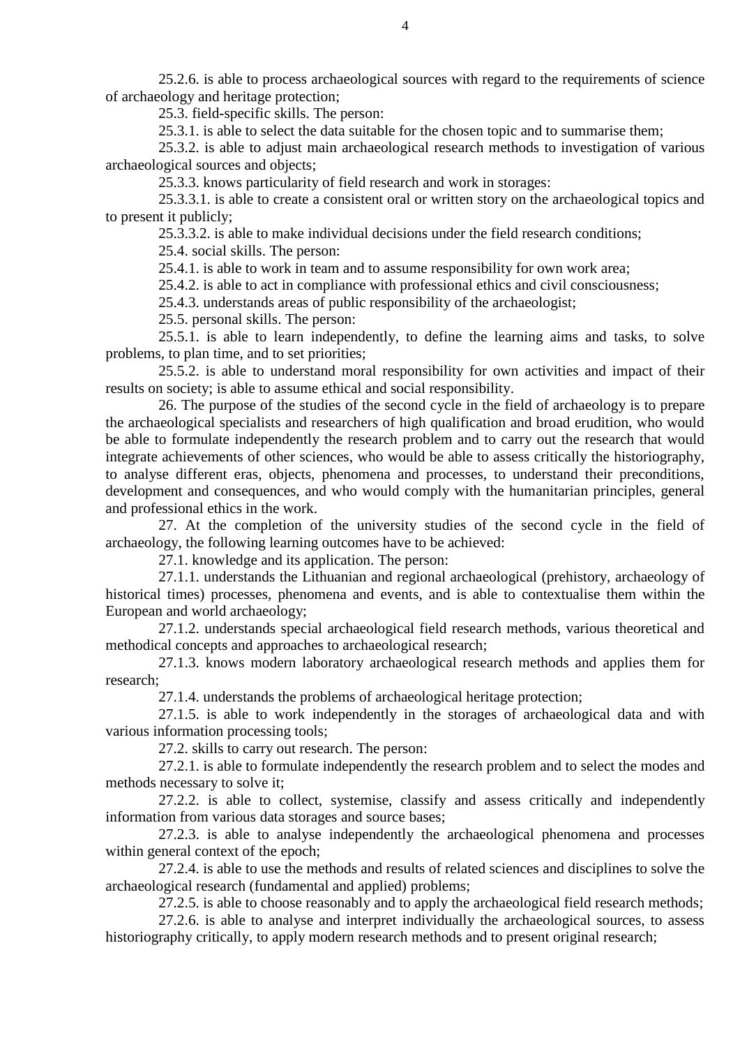25.2.6. is able to process archaeological sources with regard to the requirements of science of archaeology and heritage protection;

25.3. field-specific skills. The person:

25.3.1. is able to select the data suitable for the chosen topic and to summarise them;

25.3.2. is able to adjust main archaeological research methods to investigation of various archaeological sources and objects;

25.3.3. knows particularity of field research and work in storages:

25.3.3.1. is able to create a consistent oral or written story on the archaeological topics and to present it publicly;

25.3.3.2. is able to make individual decisions under the field research conditions;

25.4. social skills. The person:

25.4.1. is able to work in team and to assume responsibility for own work area;

25.4.2. is able to act in compliance with professional ethics and civil consciousness;

25.4.3. understands areas of public responsibility of the archaeologist;

25.5. personal skills. The person:

25.5.1. is able to learn independently, to define the learning aims and tasks, to solve problems, to plan time, and to set priorities;

25.5.2. is able to understand moral responsibility for own activities and impact of their results on society; is able to assume ethical and social responsibility.

26. The purpose of the studies of the second cycle in the field of archaeology is to prepare the archaeological specialists and researchers of high qualification and broad erudition, who would be able to formulate independently the research problem and to carry out the research that would integrate achievements of other sciences, who would be able to assess critically the historiography, to analyse different eras, objects, phenomena and processes, to understand their preconditions, development and consequences, and who would comply with the humanitarian principles, general and professional ethics in the work.

27. At the completion of the university studies of the second cycle in the field of archaeology, the following learning outcomes have to be achieved:

27.1. knowledge and its application. The person:

27.1.1. understands the Lithuanian and regional archaeological (prehistory, archaeology of historical times) processes, phenomena and events, and is able to contextualise them within the European and world archaeology;

27.1.2. understands special archaeological field research methods, various theoretical and methodical concepts and approaches to archaeological research;

27.1.3. knows modern laboratory archaeological research methods and applies them for research;

27.1.4. understands the problems of archaeological heritage protection;

27.1.5. is able to work independently in the storages of archaeological data and with various information processing tools;

27.2. skills to carry out research. The person:

27.2.1. is able to formulate independently the research problem and to select the modes and methods necessary to solve it;

27.2.2. is able to collect, systemise, classify and assess critically and independently information from various data storages and source bases;

27.2.3. is able to analyse independently the archaeological phenomena and processes within general context of the epoch;

27.2.4. is able to use the methods and results of related sciences and disciplines to solve the archaeological research (fundamental and applied) problems;

27.2.5. is able to choose reasonably and to apply the archaeological field research methods;

27.2.6. is able to analyse and interpret individually the archaeological sources, to assess historiography critically, to apply modern research methods and to present original research;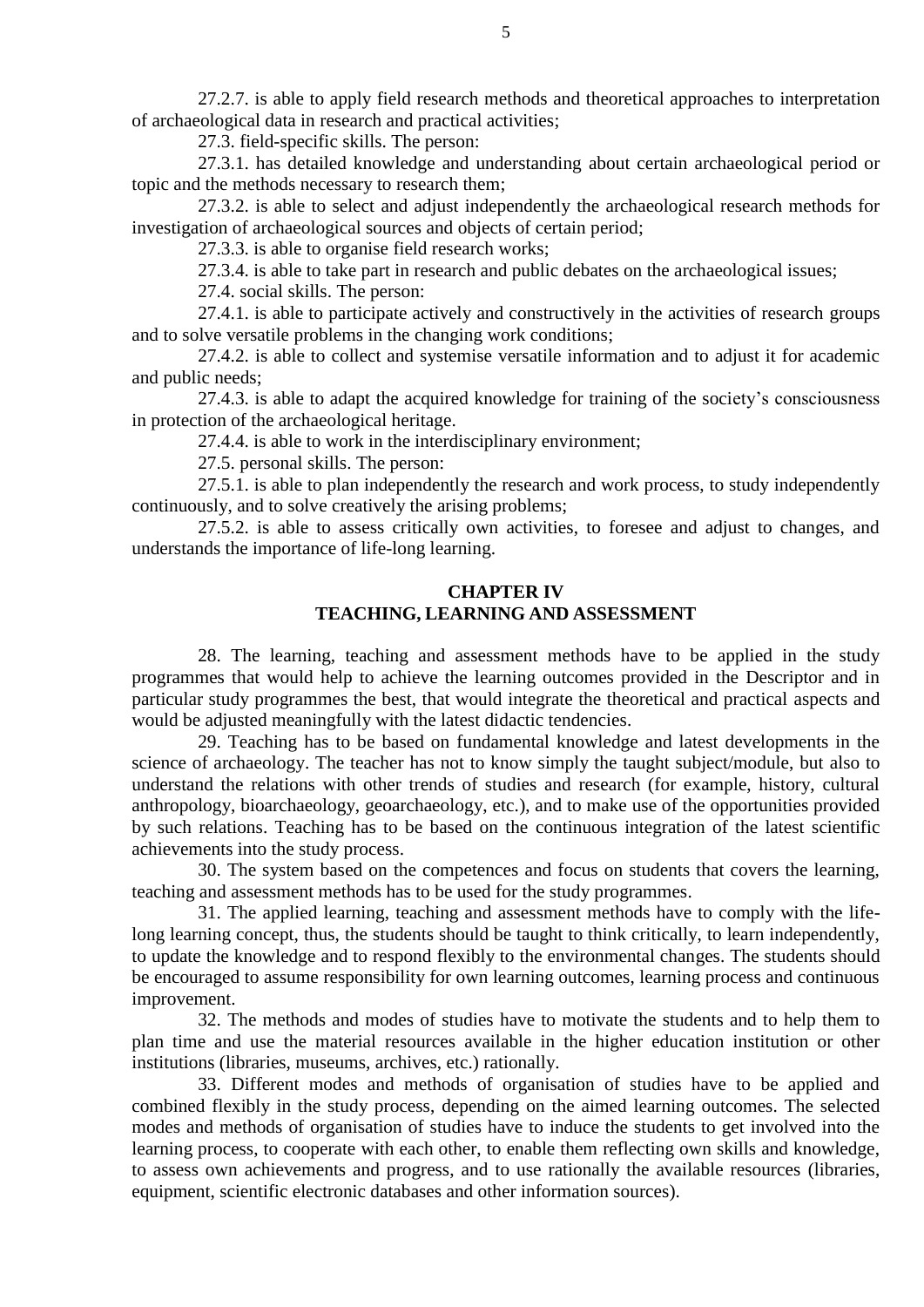27.2.7. is able to apply field research methods and theoretical approaches to interpretation of archaeological data in research and practical activities;

27.3. field-specific skills. The person:

27.3.1. has detailed knowledge and understanding about certain archaeological period or topic and the methods necessary to research them;

27.3.2. is able to select and adjust independently the archaeological research methods for investigation of archaeological sources and objects of certain period;

27.3.3. is able to organise field research works;

27.3.4. is able to take part in research and public debates on the archaeological issues;

27.4. social skills. The person:

27.4.1. is able to participate actively and constructively in the activities of research groups and to solve versatile problems in the changing work conditions;

27.4.2. is able to collect and systemise versatile information and to adjust it for academic and public needs;

27.4.3. is able to adapt the acquired knowledge for training of the society's consciousness in protection of the archaeological heritage.

27.4.4. is able to work in the interdisciplinary environment;

27.5. personal skills. The person:

27.5.1. is able to plan independently the research and work process, to study independently continuously, and to solve creatively the arising problems;

27.5.2. is able to assess critically own activities, to foresee and adjust to changes, and understands the importance of life-long learning.

## CHAPTER IV
## TEACHING, LEARNING AND ASSESSMENT

28. The learning, teaching and assessment methods have to be applied in the study programmes that would help to achieve the learning outcomes provided in the Descriptor and in particular study programmes the best, that would integrate the theoretical and practical aspects and would be adjusted meaningfully with the latest didactic tendencies.

29. Teaching has to be based on fundamental knowledge and latest developments in the science of archaeology. The teacher has not to know simply the taught subject/module, but also to understand the relations with other trends of studies and research (for example, history, cultural anthropology, bioarchaeology, geoarchaeology, etc.), and to make use of the opportunities provided by such relations. Teaching has to be based on the continuous integration of the latest scientific achievements into the study process.

30. The system based on the competences and focus on students that covers the learning, teaching and assessment methods has to be used for the study programmes.

31. The applied learning, teaching and assessment methods have to comply with the life-long learning concept, thus, the students should be taught to think critically, to learn independently, to update the knowledge and to respond flexibly to the environmental changes. The students should be encouraged to assume responsibility for own learning outcomes, learning process and continuous improvement.

32. The methods and modes of studies have to motivate the students and to help them to plan time and use the material resources available in the higher education institution or other institutions (libraries, museums, archives, etc.) rationally.

33. Different modes and methods of organisation of studies have to be applied and combined flexibly in the study process, depending on the aimed learning outcomes. The selected modes and methods of organisation of studies have to induce the students to get involved into the learning process, to cooperate with each other, to enable them reflecting own skills and knowledge, to assess own achievements and progress, and to use rationally the available resources (libraries, equipment, scientific electronic databases and other information sources).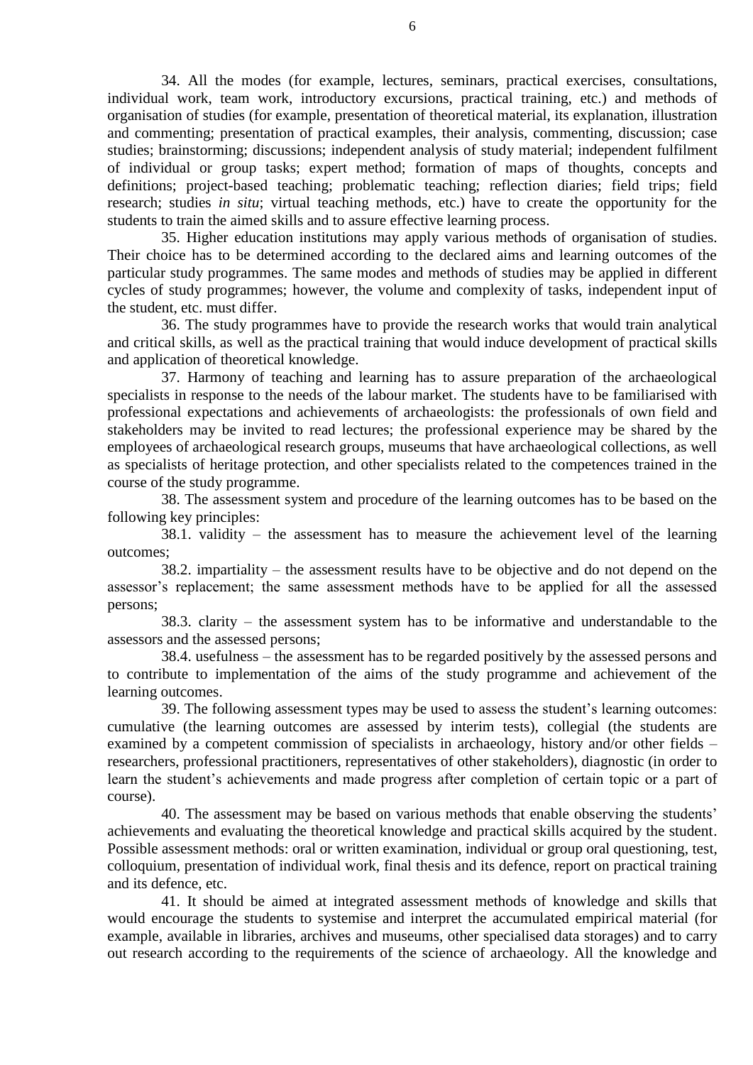34. All the modes (for example, lectures, seminars, practical exercises, consultations, individual work, team work, introductory excursions, practical training, etc.) and methods of organisation of studies (for example, presentation of theoretical material, its explanation, illustration and commenting; presentation of practical examples, their analysis, commenting, discussion; case studies; brainstorming; discussions; independent analysis of study material; independent fulfilment of individual or group tasks; expert method; formation of maps of thoughts, concepts and definitions; project-based teaching; problematic teaching; reflection diaries; field trips; field research; studies *in situ*; virtual teaching methods, etc.) have to create the opportunity for the students to train the aimed skills and to assure effective learning process.

35. Higher education institutions may apply various methods of organisation of studies. Their choice has to be determined according to the declared aims and learning outcomes of the particular study programmes. The same modes and methods of studies may be applied in different cycles of study programmes; however, the volume and complexity of tasks, independent input of the student, etc. must differ.

36. The study programmes have to provide the research works that would train analytical and critical skills, as well as the practical training that would induce development of practical skills and application of theoretical knowledge.

37. Harmony of teaching and learning has to assure preparation of the archaeological specialists in response to the needs of the labour market. The students have to be familiarised with professional expectations and achievements of archaeologists: the professionals of own field and stakeholders may be invited to read lectures; the professional experience may be shared by the employees of archaeological research groups, museums that have archaeological collections, as well as specialists of heritage protection, and other specialists related to the competences trained in the course of the study programme.

38. The assessment system and procedure of the learning outcomes has to be based on the following key principles:

38.1. validity – the assessment has to measure the achievement level of the learning outcomes;

38.2. impartiality – the assessment results have to be objective and do not depend on the assessor's replacement; the same assessment methods have to be applied for all the assessed persons;

38.3. clarity – the assessment system has to be informative and understandable to the assessors and the assessed persons;

38.4. usefulness – the assessment has to be regarded positively by the assessed persons and to contribute to implementation of the aims of the study programme and achievement of the learning outcomes.

39. The following assessment types may be used to assess the student's learning outcomes: cumulative (the learning outcomes are assessed by interim tests), collegial (the students are examined by a competent commission of specialists in archaeology, history and/or other fields – researchers, professional practitioners, representatives of other stakeholders), diagnostic (in order to learn the student's achievements and made progress after completion of certain topic or a part of course).

40. The assessment may be based on various methods that enable observing the students' achievements and evaluating the theoretical knowledge and practical skills acquired by the student. Possible assessment methods: oral or written examination, individual or group oral questioning, test, colloquium, presentation of individual work, final thesis and its defence, report on practical training and its defence, etc.

41. It should be aimed at integrated assessment methods of knowledge and skills that would encourage the students to systemise and interpret the accumulated empirical material (for example, available in libraries, archives and museums, other specialised data storages) and to carry out research according to the requirements of the science of archaeology. All the knowledge and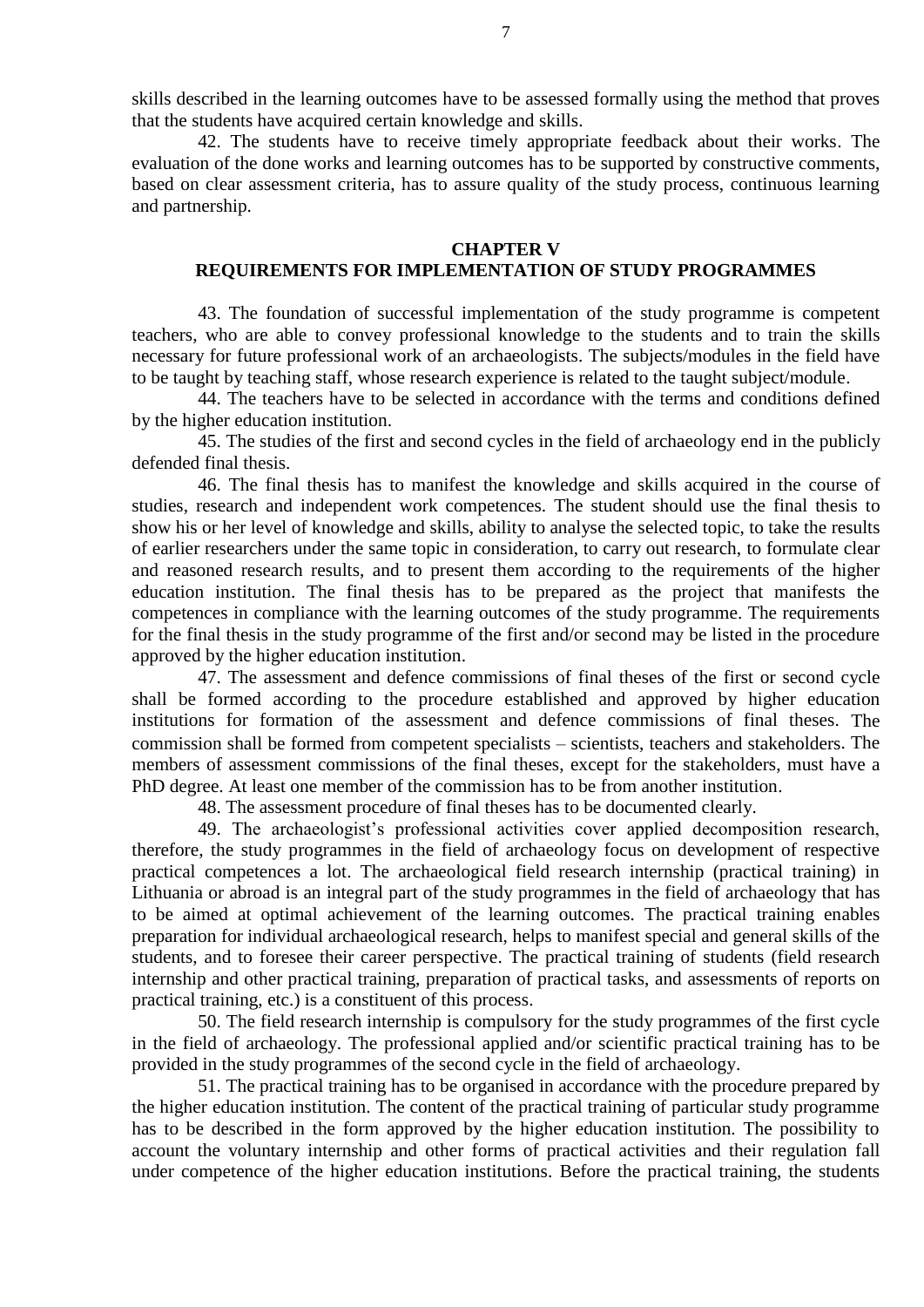skills described in the learning outcomes have to be assessed formally using the method that proves that the students have acquired certain knowledge and skills.

42. The students have to receive timely appropriate feedback about their works. The evaluation of the done works and learning outcomes has to be supported by constructive comments, based on clear assessment criteria, has to assure quality of the study process, continuous learning and partnership.

## CHAPTER V
## REQUIREMENTS FOR IMPLEMENTATION OF STUDY PROGRAMMES

43. The foundation of successful implementation of the study programme is competent teachers, who are able to convey professional knowledge to the students and to train the skills necessary for future professional work of an archaeologists. The subjects/modules in the field have to be taught by teaching staff, whose research experience is related to the taught subject/module.

44. The teachers have to be selected in accordance with the terms and conditions defined by the higher education institution.

45. The studies of the first and second cycles in the field of archaeology end in the publicly defended final thesis.

46. The final thesis has to manifest the knowledge and skills acquired in the course of studies, research and independent work competences. The student should use the final thesis to show his or her level of knowledge and skills, ability to analyse the selected topic, to take the results of earlier researchers under the same topic in consideration, to carry out research, to formulate clear and reasoned research results, and to present them according as the requirements of the higher education institution. The final thesis has to be prepared as the project that manifests the competences in compliance with the learning outcomes of the study programme. The requirements for the final thesis in the study programme of the first and/or second may be listed in the procedure approved by the higher education institution.

47. The assessment and defence commissions of final theses of the first or second cycle shall be formed according to the procedure established and approved by higher education institutions for formation of the assessment and defence commissions of final theses. The commission shall be formed from competent specialists – scientists, teachers and stakeholders. The members of assessment commissions of the final theses, except for the stakeholders, must have a PhD degree. At least one member of the commission has to be from another institution.

48. The assessment procedure of final theses has to be documented clearly.

49. The archaeologist's professional activities cover applied decomposition research, therefore, the study programmes in the field of archaeology focus on development of respective practical competences a lot. The archaeological field research internship (practical training) in Lithuania or abroad is an integral part of the study programmes in the field of archaeology that has to be aimed at optimal achievement of the learning outcomes. The practical training enables preparation for individual archaeological research, helps to manifest special and general skills of the students, and to foresee their career perspective. The practical training of students (field research internship and other practical training, preparation of practical tasks, and assessments of reports on practical training, etc.) is a constituent of this process.

50. The field research internship is compulsory for the study programmes of the first cycle in the field of archaeology. The professional applied and/or scientific practical training has to be provided in the study programmes of the second cycle in the field of archaeology.

51. The practical training has to be organised in accordance with the procedure prepared by the higher education institution. The content of the practical training of particular study programme has to be described in the form approved by the higher education institution. The possibility to account the voluntary internship and other forms of practical activities and their regulation fall under competence of the higher education institutions. Before the practical training, the students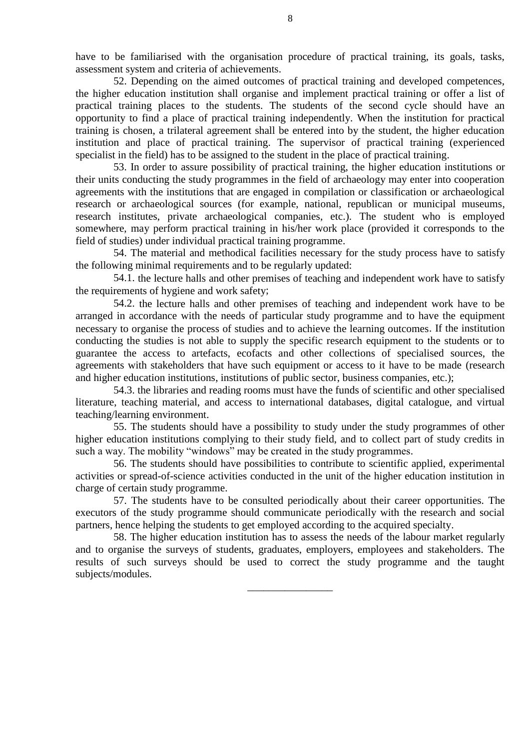have to be familiarised with the organisation procedure of practical training, its goals, tasks, assessment system and criteria of achievements.

52. Depending on the aimed outcomes of practical training and developed competences, the higher education institution shall organise and implement practical training or offer a list of practical training places to the students. The students of the second cycle should have an opportunity to find a place of practical training independently. When the institution for practical training is chosen, a trilateral agreement shall be entered into by the student, the higher education institution and place of practical training. The supervisor of practical training (experienced specialist in the field) has to be assigned to the student in the place of practical training.

53. In order to assure possibility of practical training, the higher education institutions or their units conducting the study programmes in the field of archaeology may enter into cooperation agreements with the institutions that are engaged in compilation or classification or archaeological research or archaeological sources (for example, national, republican or municipal museums, research institutes, private archaeological companies, etc.). The student who is employed somewhere, may perform practical training in his/her work place (provided it corresponds to the field of studies) under individual practical training programme.

54. The material and methodical facilities necessary for the study process have to satisfy the following minimal requirements and to be regularly updated:

54.1. the lecture halls and other premises of teaching and independent work have to satisfy the requirements of hygiene and work safety;

54.2. the lecture halls and other premises of teaching and independent work have to be arranged in accordance with the needs of particular study programme and to have the equipment necessary to organise the process of studies and to achieve the learning outcomes. If the institution conducting the studies is not able to supply the specific research equipment to the students or to guarantee the access to artefacts, ecofacts and other collections of specialised sources, the agreements with stakeholders that have such equipment or access to it have to be made (research and higher education institutions, institutions of public sector, business companies, etc.);

54.3. the libraries and reading rooms must have the funds of scientific and other specialised literature, teaching material, and access to international databases, digital catalogue, and virtual teaching/learning environment.

55. The students should have a possibility to study under the study programmes of other higher education institutions complying to their study field, and to collect part of study credits in such a way. The mobility "windows" may be created in the study programmes.

56. The students should have possibilities to contribute to scientific applied, experimental activities or spread-of-science activities conducted in the unit of the higher education institution in charge of certain study programme.

57. The students have to be consulted periodically about their career opportunities. The executors of the study programme should communicate periodically with the research and social partners, hence helping the students to get employed according to the acquired specialty.

58. The higher education institution has to assess the needs of the labour market regularly and to organise the surveys of students, graduates, employers, employees and stakeholders. The results of such surveys should be used to correct the study programme and the taught subjects/modules.

\_\_\_\_\_\_\_\_\_\_\_\_\_\_\_\_